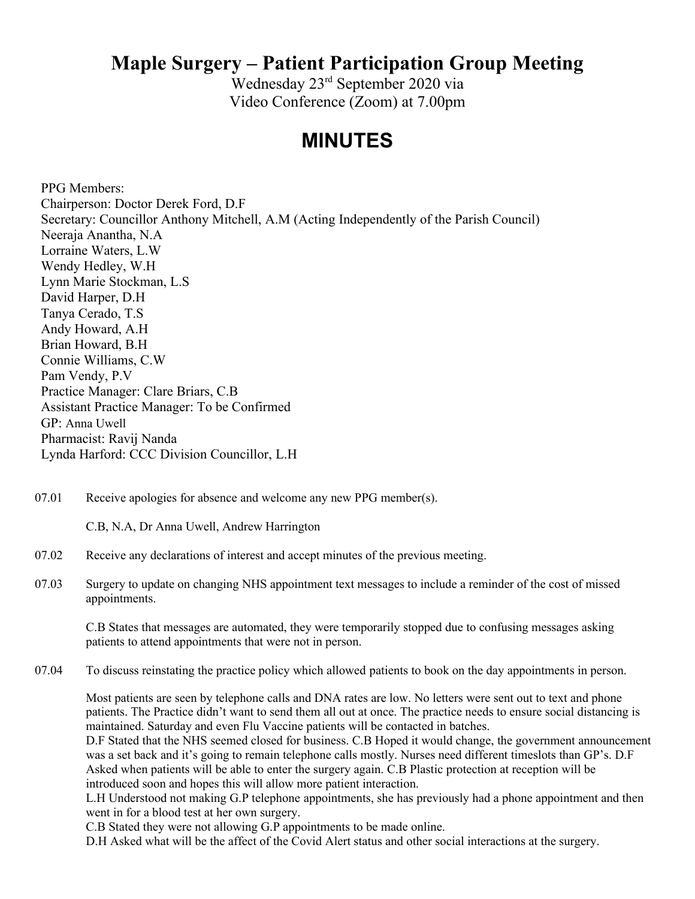# Maple Surgery – Patient Participation Group Meeting

Wednesday 23rd September 2020 via
Video Conference (Zoom) at 7.00pm

## MINUTES

PPG Members:
Chairperson: Doctor Derek Ford, D.F
Secretary: Councillor Anthony Mitchell, A.M (Acting Independently of the Parish Council)
Neeraja Anantha, N.A
Lorraine Waters, L.W
Wendy Hedley, W.H
Lynn Marie Stockman, L.S
David Harper, D.H
Tanya Cerado, T.S
Andy Howard, A.H
Brian Howard, B.H
Connie Williams, C.W
Pam Vendy, P.V
Practice Manager: Clare Briars, C.B
Assistant Practice Manager: To be Confirmed
GP: Anna Uwell
Pharmacist: Ravij Nanda
Lynda Harford: CCC Division Councillor, L.H

07.01 Receive apologies for absence and welcome any new PPG member(s).

C.B, N.A, Dr Anna Uwell, Andrew Harrington

07.02 Receive any declarations of interest and accept minutes of the previous meeting.

07.03 Surgery to update on changing NHS appointment text messages to include a reminder of the cost of missed appointments.

C.B States that messages are automated, they were temporarily stopped due to confusing messages asking patients to attend appointments that were not in person.

07.04 To discuss reinstating the practice policy which allowed patients to book on the day appointments in person.

Most patients are seen by telephone calls and DNA rates are low. No letters were sent out to text and phone patients. The Practice didn't want to send them all out at once. The practice needs to ensure social distancing is maintained. Saturday and even Flu Vaccine patients will be contacted in batches.
D.F Stated that the NHS seemed closed for business. C.B Hoped it would change, the government announcement was a set back and it's going to remain telephone calls mostly. Nurses need different timeslots than GP's. D.F Asked when patients will be able to enter the surgery again. C.B Plastic protection at reception will be introduced soon and hopes this will allow more patient interaction.
L.H Understood not making G.P telephone appointments, she has previously had a phone appointment and then went in for a blood test at her own surgery.
C.B Stated they were not allowing G.P appointments to be made online.
D.H Asked what will be the affect of the Covid Alert status and other social interactions at the surgery.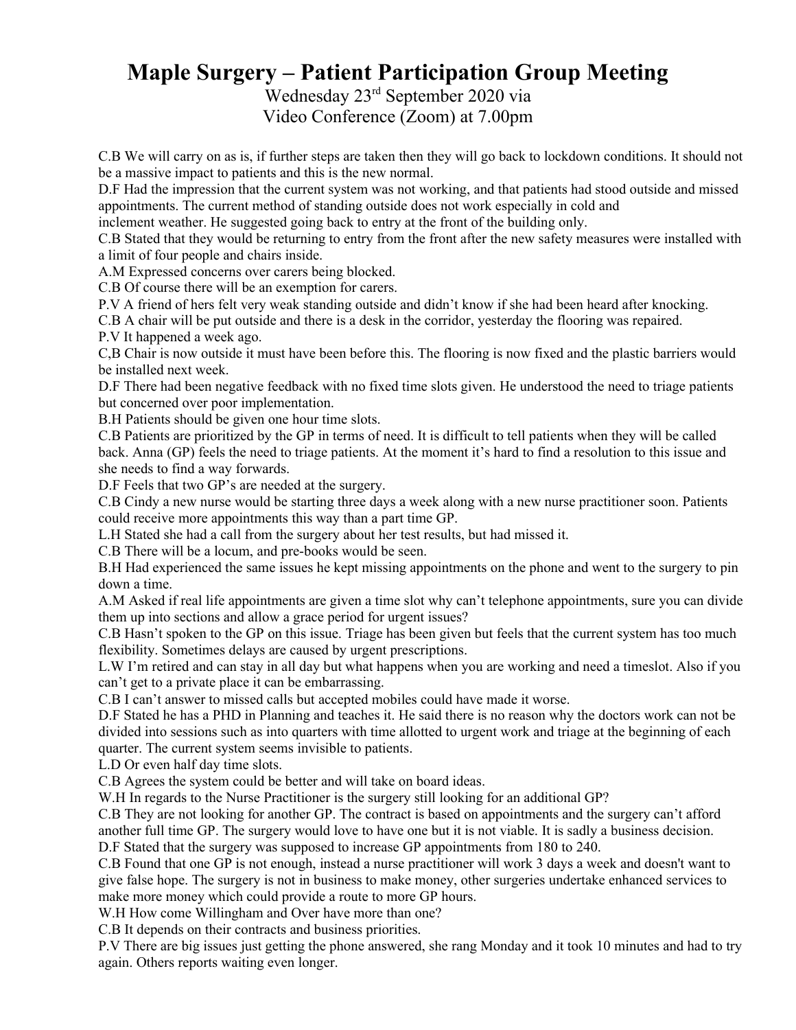# Maple Surgery – Patient Participation Group Meeting

Wednesday 23rd September 2020 via
Video Conference (Zoom) at 7.00pm

C.B We will carry on as is, if further steps are taken then they will go back to lockdown conditions. It should not be a massive impact to patients and this is the new normal.

D.F Had the impression that the current system was not working, and that patients had stood outside and missed appointments. The current method of standing outside does not work especially in cold and inclement weather. He suggested going back to entry at the front of the building only.

C.B Stated that they would be returning to entry from the front after the new safety measures were installed with a limit of four people and chairs inside.

A.M Expressed concerns over carers being blocked.

C.B Of course there will be an exemption for carers.

P.V A friend of hers felt very weak standing outside and didn't know if she had been heard after knocking.

C.B A chair will be put outside and there is a desk in the corridor, yesterday the flooring was repaired.

P.V It happened a week ago.

C,B Chair is now outside it must have been before this. The flooring is now fixed and the plastic barriers would be installed next week.

D.F There had been negative feedback with no fixed time slots given. He understood the need to triage patients but concerned over poor implementation.

B.H Patients should be given one hour time slots.

C.B Patients are prioritized by the GP in terms of need. It is difficult to tell patients when they will be called back. Anna (GP) feels the need to triage patients. At the moment it's hard to find a resolution to this issue and she needs to find a way forwards.

D.F Feels that two GP's are needed at the surgery.

C.B Cindy a new nurse would be starting three days a week along with a new nurse practitioner soon. Patients could receive more appointments this way than a part time GP.

L.H Stated she had a call from the surgery about her test results, but had missed it.

C.B There will be a locum, and pre-books would be seen.

B.H Had experienced the same issues he kept missing appointments on the phone and went to the surgery to pin down a time.

A.M Asked if real life appointments are given a time slot why can't telephone appointments, sure you can divide them up into sections and allow a grace period for urgent issues?

C.B Hasn't spoken to the GP on this issue. Triage has been given but feels that the current system has too much flexibility. Sometimes delays are caused by urgent prescriptions.

L.W I'm retired and can stay in all day but what happens when you are working and need a timeslot. Also if you can't get to a private place it can be embarrassing.

C.B I can't answer to missed calls but accepted mobiles could have made it worse.

D.F Stated he has a PHD in Planning and teaches it. He said there is no reason why the doctors work can not be divided into sessions such as into quarters with time allotted to urgent work and triage at the beginning of each quarter. The current system seems invisible to patients.

L.D Or even half day time slots.

C.B Agrees the system could be better and will take on board ideas.

W.H In regards to the Nurse Practitioner is the surgery still looking for an additional GP?

C.B They are not looking for another GP. The contract is based on appointments and the surgery can't afford another full time GP. The surgery would love to have one but it is not viable. It is sadly a business decision.

D.F Stated that the surgery was supposed to increase GP appointments from 180 to 240.

C.B Found that one GP is not enough, instead a nurse practitioner will work 3 days a week and doesn't want to give false hope. The surgery is not in business to make money, other surgeries undertake enhanced services to make more money which could provide a route to more GP hours.

W.H How come Willingham and Over have more than one?

C.B It depends on their contracts and business priorities.

P.V There are big issues just getting the phone answered, she rang Monday and it took 10 minutes and had to try again. Others reports waiting even longer.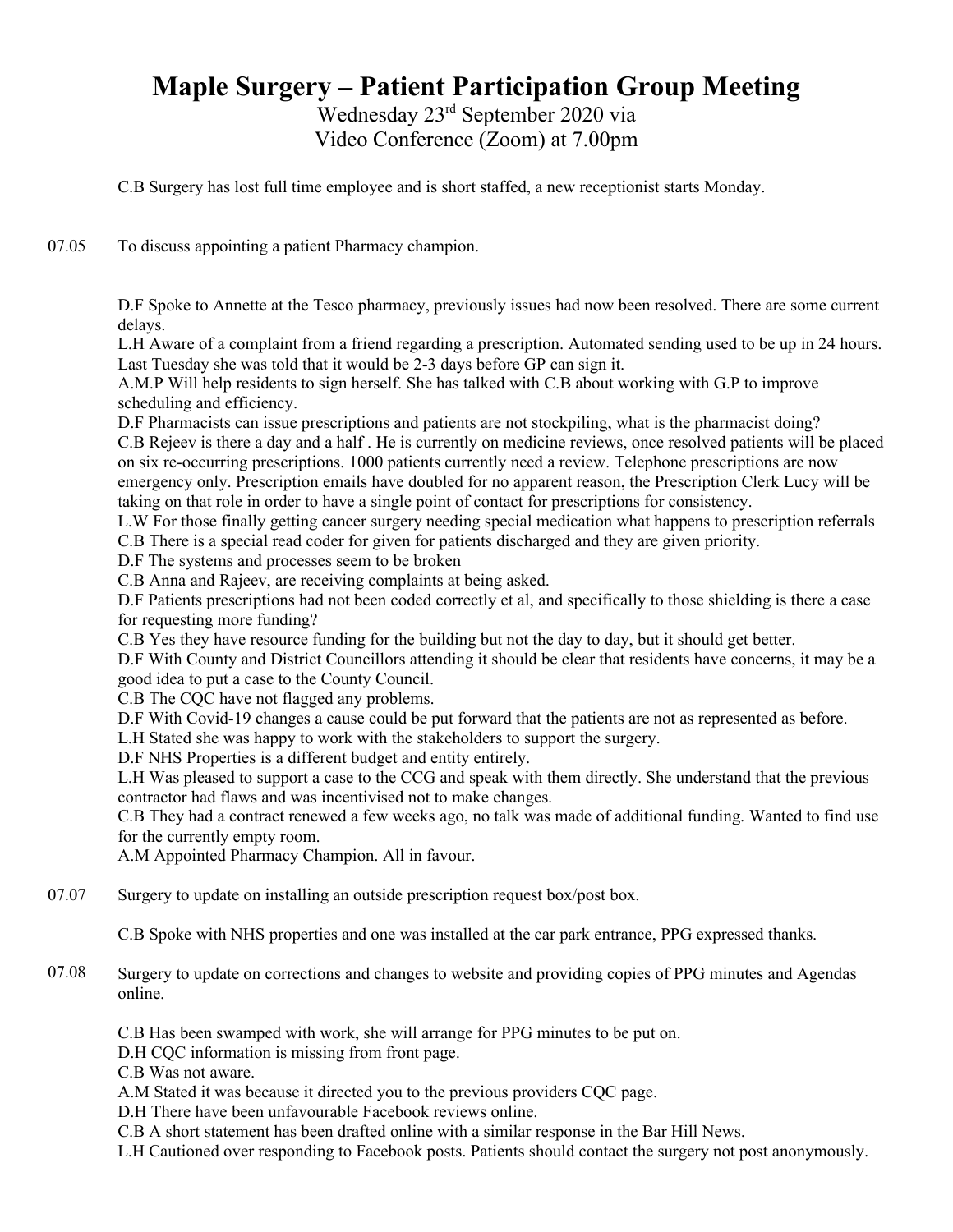// Transcribe this scanned PPG minutes page: title, item numbers 07.05–07.08, speaker lines kept as in the source
# Maple Surgery – Patient Participation Group Meeting

Wednesday 23rd September 2020 via
Video Conference (Zoom) at 7.00pm

C.B Surgery has lost full time employee and is short staffed, a new receptionist starts Monday.

07.05 To discuss appointing a patient Pharmacy champion.

D.F Spoke to Annette at the Tesco pharmacy, previously issues had now been resolved. There are some current delays.
L.H Aware of a complaint from a friend regarding a prescription. Automated sending used to be up in 24 hours. Last Tuesday she was told that it would be 2-3 days before GP can sign it.
A.M.P Will help residents to sign herself. She has talked with C.B about working with G.P to improve scheduling and efficiency.
D.F Pharmacists can issue prescriptions and patients are not stockpiling, what is the pharmacist doing?
C.B Rejeev is there a day and a half . He is currently on medicine reviews, once resolved patients will be placed on six re-occurring prescriptions. 1000 patients currently need a review. Telephone prescriptions are now emergency only. Prescription emails have doubled for no apparent reason, the Prescription Clerk Lucy will be taking on that role in order to have a single point of contact for prescriptions for consistency.
L.W For those finally getting cancer surgery needing special medication what happens to prescription referrals
C.B There is a special read coder for given for patients discharged and they are given priority.
D.F The systems and processes seem to be broken
C.B Anna and Rajeev, are receiving complaints at being asked.
D.F Patients prescriptions had not been coded correctly et al, and specifically to those shielding is there a case for requesting more funding?
C.B Yes they have resource funding for the building but not the day to day, but it should get better.
D.F With County and District Councillors attending it should be clear that residents have concerns, it may be a good idea to put a case to the County Council.
C.B The CQC have not flagged any problems.
D.F With Covid-19 changes a cause could be put forward that the patients are not as represented as before.
L.H Stated she was happy to work with the stakeholders to support the surgery.
D.F NHS Properties is a different budget and entity entirely.
L.H Was pleased to support a case to the CCG and speak with them directly. She understand that the previous contractor had flaws and was incentivised not to make changes.
C.B They had a contract renewed a few weeks ago, no talk was made of additional funding. Wanted to find use for the currently empty room.
A.M Appointed Pharmacy Champion. All in favour.

07.07 Surgery to update on installing an outside prescription request box/post box.

C.B Spoke with NHS properties and one was installed at the car park entrance, PPG expressed thanks.

07.08 Surgery to update on corrections and changes to website and providing copies of PPG minutes and Agendas online.

C.B Has been swamped with work, she will arrange for PPG minutes to be put on.
D.H CQC information is missing from front page.
C.B Was not aware.
A.M Stated it was because it directed you to the previous providers CQC page.
D.H There have been unfavourable Facebook reviews online.
C.B A short statement has been drafted online with a similar response in the Bar Hill News.
L.H Cautioned over responding to Facebook posts. Patients should contact the surgery not post anonymously.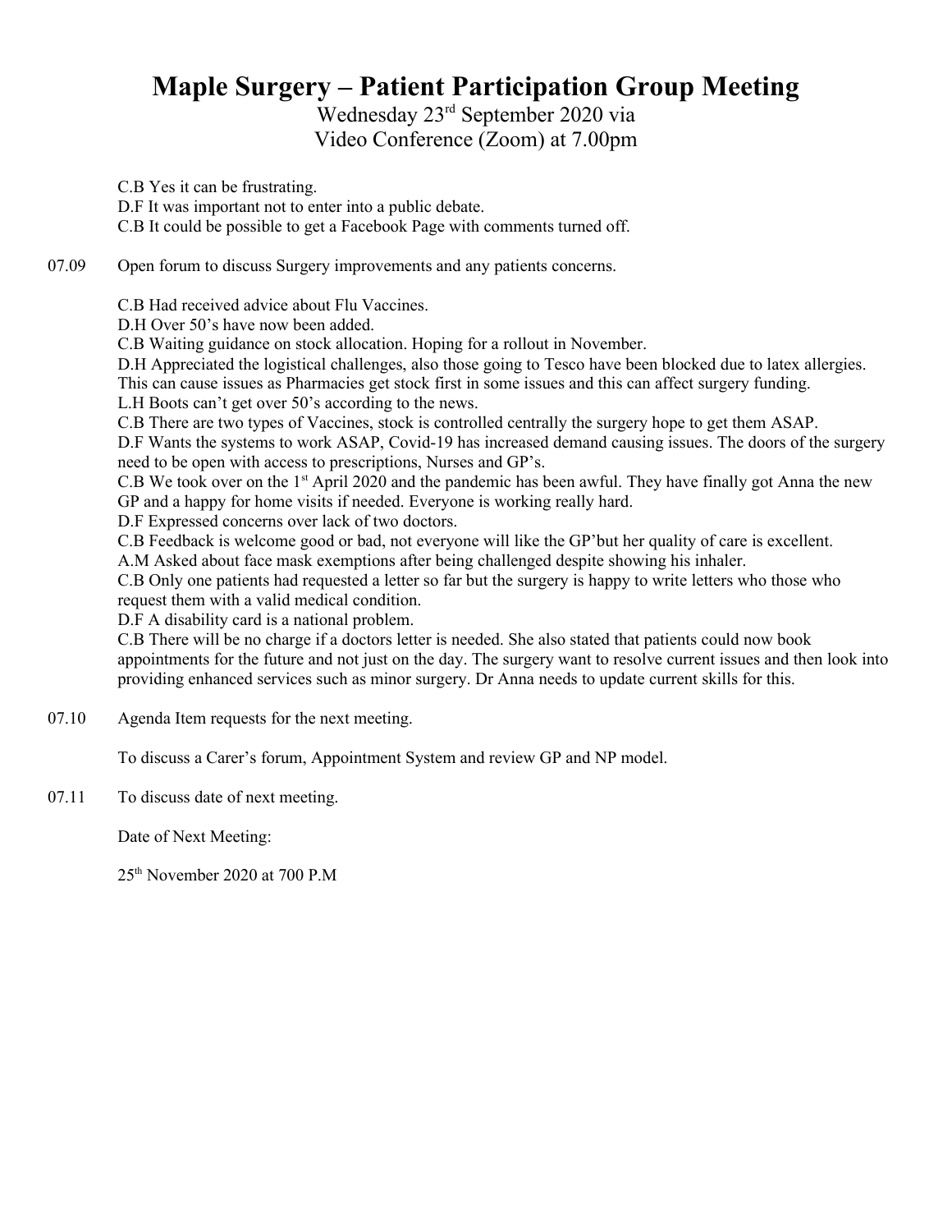# Maple Surgery – Patient Participation Group Meeting

Wednesday 23rd September 2020 via
Video Conference (Zoom) at 7.00pm

C.B Yes it can be frustrating.
D.F It was important not to enter into a public debate.
C.B It could be possible to get a Facebook Page with comments turned off.

07.09 Open forum to discuss Surgery improvements and any patients concerns.

C.B Had received advice about Flu Vaccines.
D.H Over 50's have now been added.
C.B Waiting guidance on stock allocation. Hoping for a rollout in November.
D.H Appreciated the logistical challenges, also those going to Tesco have been blocked due to latex allergies. This can cause issues as Pharmacies get stock first in some issues and this can affect surgery funding.
L.H Boots can't get over 50's according to the news.
C.B There are two types of Vaccines, stock is controlled centrally the surgery hope to get them ASAP.
D.F Wants the systems to work ASAP, Covid-19 has increased demand causing issues. The doors of the surgery need to be open with access to prescriptions, Nurses and GP's.
C.B We took over on the 1st April 2020 and the pandemic has been awful. They have finally got Anna the new GP and a happy for home visits if needed. Everyone is working really hard.
D.F Expressed concerns over lack of two doctors.
C.B Feedback is welcome good or bad, not everyone will like the GP'but her quality of care is excellent.
A.M Asked about face mask exemptions after being challenged despite showing his inhaler.
C.B Only one patients had requested a letter so far but the surgery is happy to write letters who those who request them with a valid medical condition.
D.F A disability card is a national problem.
C.B There will be no charge if a doctors letter is needed. She also stated that patients could now book appointments for the future and not just on the day. The surgery want to resolve current issues and then look into providing enhanced services such as minor surgery. Dr Anna needs to update current skills for this.

07.10 Agenda Item requests for the next meeting.

To discuss a Carer's forum, Appointment System and review GP and NP model.

07.11 To discuss date of next meeting.

Date of Next Meeting:

25th November 2020 at 700 P.M